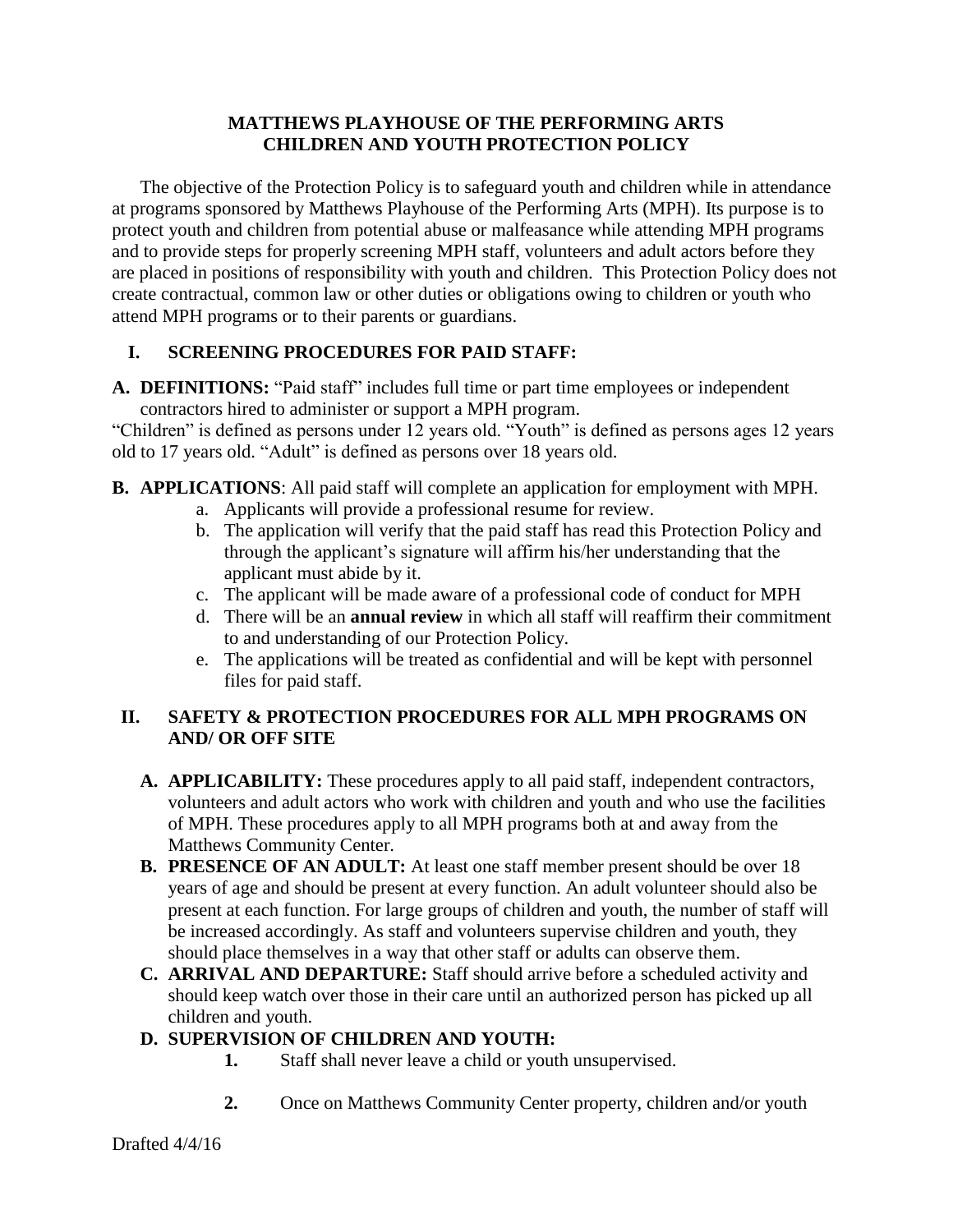**MATTHEWS PLAYHOUSE OF THE PERFORMING ARTS**
**CHILDREN AND YOUTH PROTECTION POLICY**

The objective of the Protection Policy is to safeguard youth and children while in attendance at programs sponsored by Matthews Playhouse of the Performing Arts (MPH). Its purpose is to protect youth and children from potential abuse or malfeasance while attending MPH programs and to provide steps for properly screening MPH staff, volunteers and adult actors before they are placed in positions of responsibility with youth and children. This Protection Policy does not create contractual, common law or other duties or obligations owing to children or youth who attend MPH programs or to their parents or guardians.

## I. SCREENING PROCEDURES FOR PAID STAFF:

**A. DEFINITIONS:** "Paid staff" includes full time or part time employees or independent contractors hired to administer or support a MPH program.

"Children" is defined as persons under 12 years old. "Youth" is defined as persons ages 12 years old to 17 years old. "Adult" is defined as persons over 18 years old.

**B. APPLICATIONS**: All paid staff will complete an application for employment with MPH.

a. Applicants will provide a professional resume for review.
b. The application will verify that the paid staff has read this Protection Policy and through the applicant's signature will affirm his/her understanding that the applicant must abide by it.
c. The applicant will be made aware of a professional code of conduct for MPH
d. There will be an **annual review** in which all staff will reaffirm their commitment to and understanding of our Protection Policy.
e. The applications will be treated as confidential and will be kept with personnel files for paid staff.

## II. SAFETY & PROTECTION PROCEDURES FOR ALL MPH PROGRAMS ON AND/ OR OFF SITE

**A. APPLICABILITY:** These procedures apply to all paid staff, independent contractors, volunteers and adult actors who work with children and youth and who use the facilities of MPH. These procedures apply to all MPH programs both at and away from the Matthews Community Center.

**B. PRESENCE OF AN ADULT:** At least one staff member present should be over 18 years of age and should be present at every function. An adult volunteer should also be present at each function. For large groups of children and youth, the number of staff will be increased accordingly. As staff and volunteers supervise children and youth, they should place themselves in a way that other staff or adults can observe them.

**C. ARRIVAL AND DEPARTURE:** Staff should arrive before a scheduled activity and should keep watch over those in their care until an authorized person has picked up all children and youth.

**D. SUPERVISION OF CHILDREN AND YOUTH:**

1. Staff shall never leave a child or youth unsupervised.

2. Once on Matthews Community Center property, children and/or youth

Drafted 4/4/16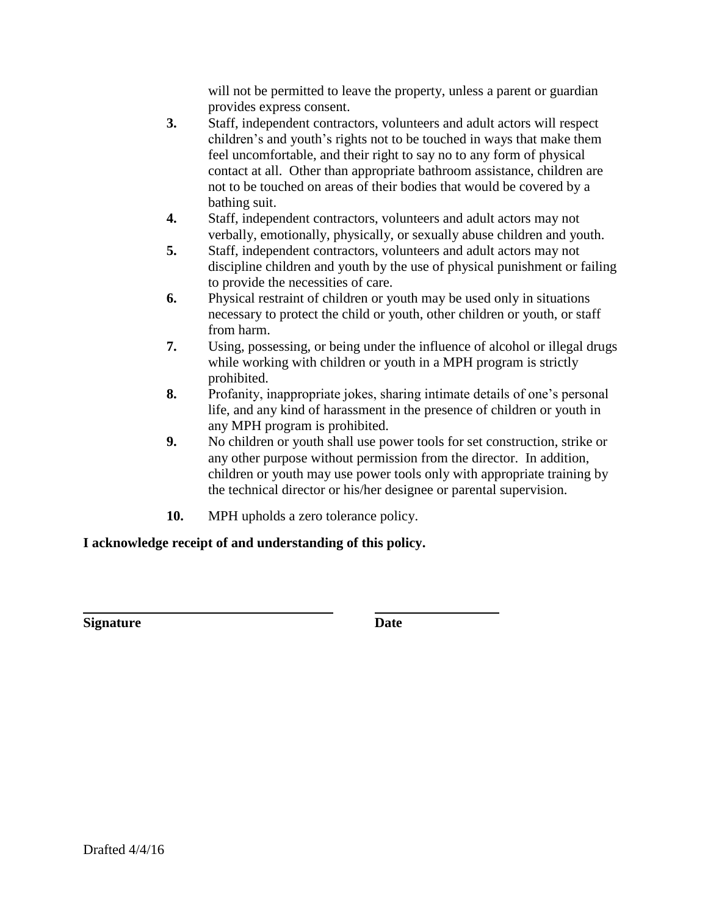will not be permitted to leave the property, unless a parent or guardian provides express consent.

**3.** Staff, independent contractors, volunteers and adult actors will respect children's and youth's rights not to be touched in ways that make them feel uncomfortable, and their right to say no to any form of physical contact at all. Other than appropriate bathroom assistance, children are not to be touched on areas of their bodies that would be covered by a bathing suit.

**4.** Staff, independent contractors, volunteers and adult actors may not verbally, emotionally, physically, or sexually abuse children and youth.

**5.** Staff, independent contractors, volunteers and adult actors may not discipline children and youth by the use of physical punishment or failing to provide the necessities of care.

**6.** Physical restraint of children or youth may be used only in situations necessary to protect the child or youth, other children or youth, or staff from harm.

**7.** Using, possessing, or being under the influence of alcohol or illegal drugs while working with children or youth in a MPH program is strictly prohibited.

**8.** Profanity, inappropriate jokes, sharing intimate details of one's personal life, and any kind of harassment in the presence of children or youth in any MPH program is prohibited.

**9.** No children or youth shall use power tools for set construction, strike or any other purpose without permission from the director. In addition, children or youth may use power tools only with appropriate training by the technical director or his/her designee or parental supervision.

**10.** MPH upholds a zero tolerance policy.

**I acknowledge receipt of and understanding of this policy.**

\_\_\_\_\_\_\_\_\_\_\_\_\_\_\_\_\_\_\_\_\_\_\_\_\_\_\_\_\_\_\_\_ \_\_\_\_\_\_\_\_\_\_\_\_\_\_\_\_

**Signature** **Date**

Drafted 4/4/16